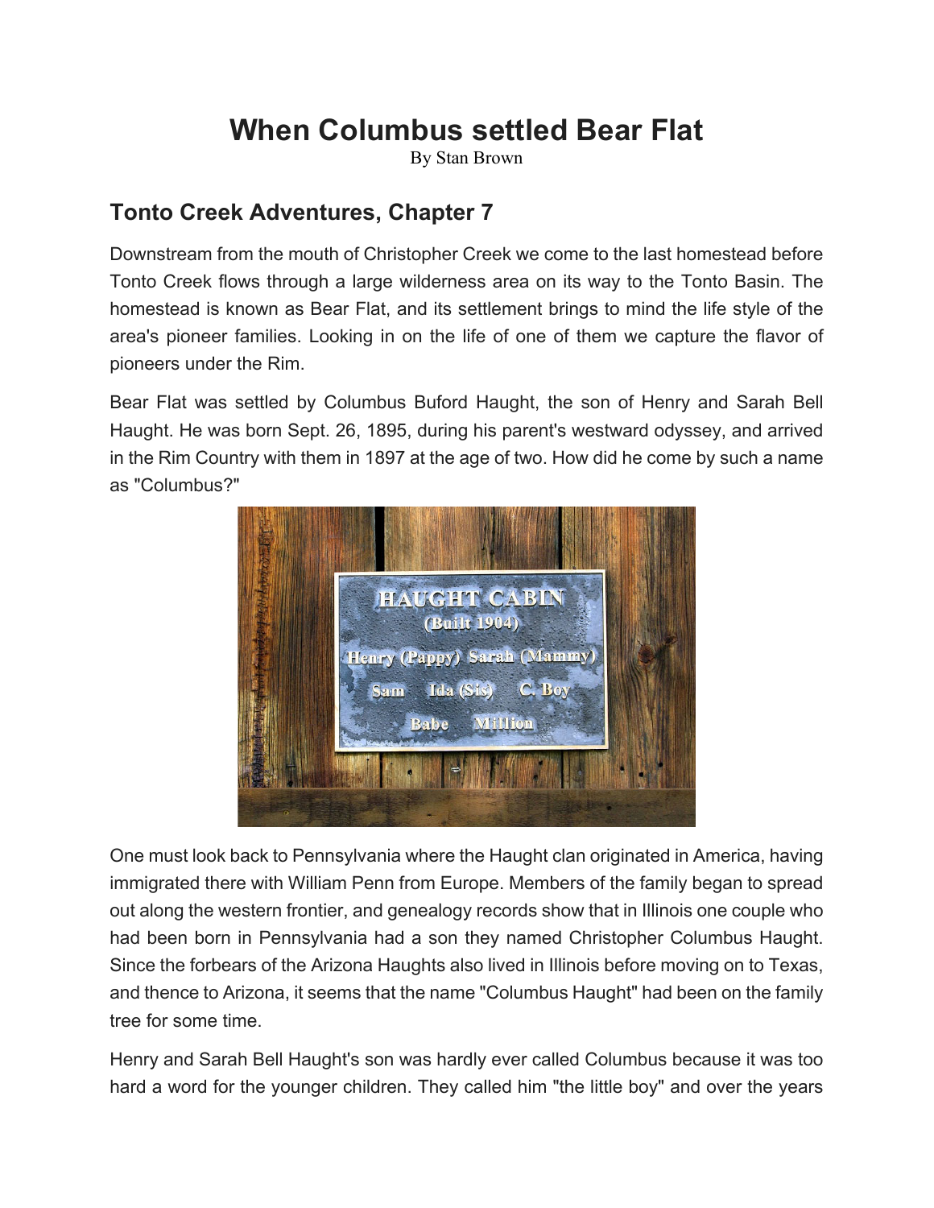# When Columbus settled Bear Flat

By Stan Brown

## Tonto Creek Adventures, Chapter 7

Downstream from the mouth of Christopher Creek we come to the last homestead before Tonto Creek flows through a large wilderness area on its way to the Tonto Basin. The homestead is known as Bear Flat, and its settlement brings to mind the life style of the area's pioneer families. Looking in on the life of one of them we capture the flavor of pioneers under the Rim.

Bear Flat was settled by Columbus Buford Haught, the son of Henry and Sarah Bell Haught. He was born Sept. 26, 1895, during his parent's westward odyssey, and arrived in the Rim Country with them in 1897 at the age of two. How did he come by such a name as "Columbus?"

One must look back to Pennsylvania where the Haught clan originated in America, having immigrated there with William Penn from Europe. Members of the family began to spread out along the western frontier, and genealogy records show that in Illinois one couple who had been born in Pennsylvania had a son they named Christopher Columbus Haught. Since the forbears of the Arizona Haughts also lived in Illinois before moving on to Texas, and thence to Arizona, it seems that the name "Columbus Haught" had been on the family tree for some time.

Henry and Sarah Bell Haught's son was hardly ever called Columbus because it was too hard a word for the younger children. They called him "the little boy" and over the years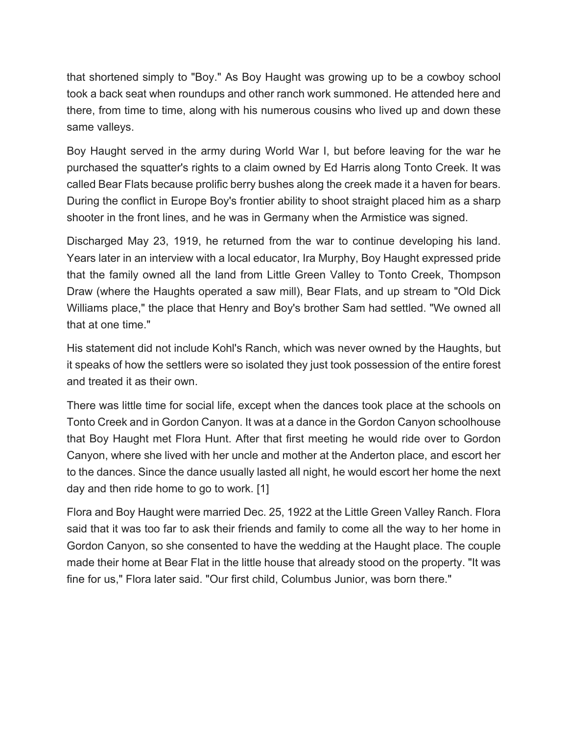that shortened simply to "Boy." As Boy Haught was growing up to be a cowboy school took a back seat when roundups and other ranch work summoned. He attended here and there, from time to time, along with his numerous cousins who lived up and down these same valleys.

Boy Haught served in the army during World War I, but before leaving for the war he purchased the squatter's rights to a claim owned by Ed Harris along Tonto Creek. It was called Bear Flats because prolific berry bushes along the creek made it a haven for bears. During the conflict in Europe Boy's frontier ability to shoot straight placed him as a sharp shooter in the front lines, and he was in Germany when the Armistice was signed.

Discharged May 23, 1919, he returned from the war to continue developing his land. Years later in an interview with a local educator, Ira Murphy, Boy Haught expressed pride that the family owned all the land from Little Green Valley to Tonto Creek, Thompson Draw (where the Haughts operated a saw mill), Bear Flats, and up stream to "Old Dick Williams place," the place that Henry and Boy's brother Sam had settled. "We owned all that at one time."

His statement did not include Kohl's Ranch, which was never owned by the Haughts, but it speaks of how the settlers were so isolated they just took possession of the entire forest and treated it as their own.

There was little time for social life, except when the dances took place at the schools on Tonto Creek and in Gordon Canyon. It was at a dance in the Gordon Canyon schoolhouse that Boy Haught met Flora Hunt. After that first meeting he would ride over to Gordon Canyon, where she lived with her uncle and mother at the Anderton place, and escort her to the dances. Since the dance usually lasted all night, he would escort her home the next day and then ride home to go to work. [1]

Flora and Boy Haught were married Dec. 25, 1922 at the Little Green Valley Ranch. Flora said that it was too far to ask their friends and family to come all the way to her home in Gordon Canyon, so she consented to have the wedding at the Haught place. The couple made their home at Bear Flat in the little house that already stood on the property. "It was fine for us," Flora later said. "Our first child, Columbus Junior, was born there."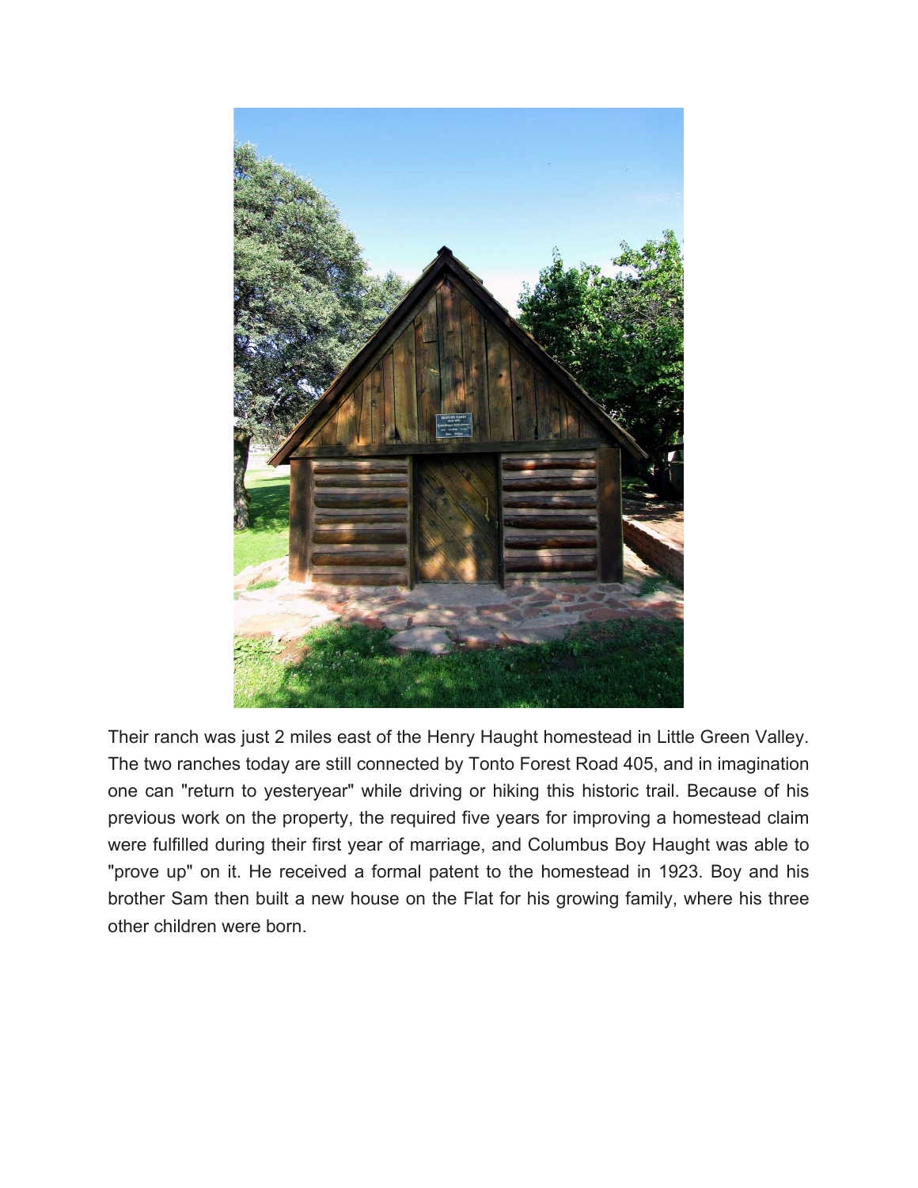Their ranch was just 2 miles east of the Henry Haught homestead in Little Green Valley. The two ranches today are still connected by Tonto Forest Road 405, and in imagination one can "return to yesteryear" while driving or hiking this historic trail. Because of his previous work on the property, the required five years for improving a homestead claim were fulfilled during their first year of marriage, and Columbus Boy Haught was able to "prove up" on it. He received a formal patent to the homestead in 1923. Boy and his brother Sam then built a new house on the Flat for his growing family, where his three other children were born.